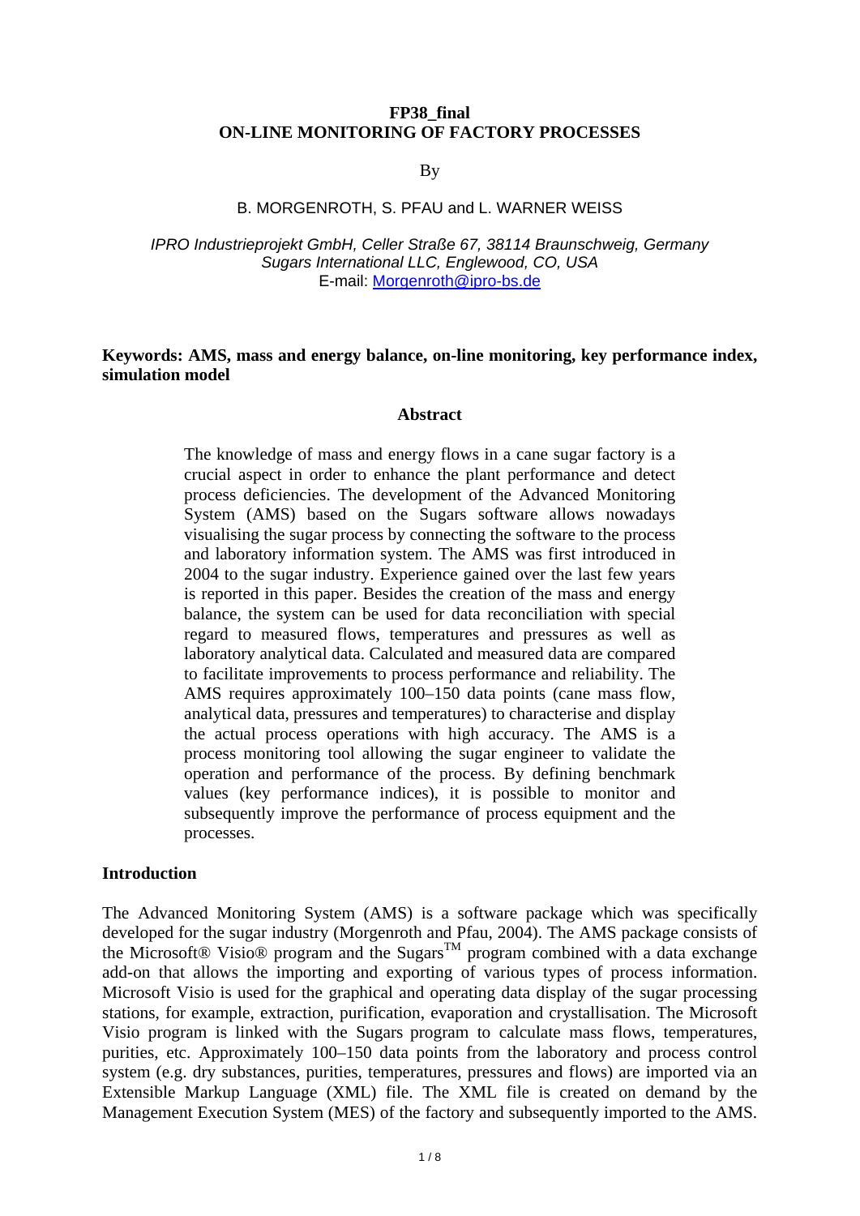**FP38_final**

# ON-LINE MONITORING OF FACTORY PROCESSES

By

B. MORGENROTH, S. PFAU and L. WARNER WEISS

*IPRO Industrieprojekt GmbH, Celler Straße 67, 38114 Braunschweig, Germany*
*Sugars International LLC, Englewood, CO, USA*
E-mail: Morgenroth@ipro-bs.de

**Keywords: AMS, mass and energy balance, on-line monitoring, key performance index, simulation model**

## Abstract

The knowledge of mass and energy flows in a cane sugar factory is a crucial aspect in order to enhance the plant performance and detect process deficiencies. The development of the Advanced Monitoring System (AMS) based on the Sugars software allows nowadays visualising the sugar process by connecting the software to the process and laboratory information system. The AMS was first introduced in 2004 to the sugar industry. Experience gained over the last few years is reported in this paper. Besides the creation of the mass and energy balance, the system can be used for data reconciliation with special regard to measured flows, temperatures and pressures as well as laboratory analytical data. Calculated and measured data are compared to facilitate improvements to process performance and reliability. The AMS requires approximately 100–150 data points (cane mass flow, analytical data, pressures and temperatures) to characterise and display the actual process operations with high accuracy. The AMS is a process monitoring tool allowing the sugar engineer to validate the operation and performance of the process. By defining benchmark values (key performance indices), it is possible to monitor and subsequently improve the performance of process equipment and the processes.

## Introduction

The Advanced Monitoring System (AMS) is a software package which was specifically developed for the sugar industry (Morgenroth and Pfau, 2004). The AMS package consists of the Microsoft® Visio® program and the Sugars™ program combined with a data exchange add-on that allows the importing and exporting of various types of process information. Microsoft Visio is used for the graphical and operating data display of the sugar processing stations, for example, extraction, purification, evaporation and crystallisation. The Microsoft Visio program is linked with the Sugars program to calculate mass flows, temperatures, purities, etc. Approximately 100–150 data points from the laboratory and process control system (e.g. dry substances, purities, temperatures, pressures and flows) are imported via an Extensible Markup Language (XML) file. The XML file is created on demand by the Management Execution System (MES) of the factory and subsequently imported to the AMS.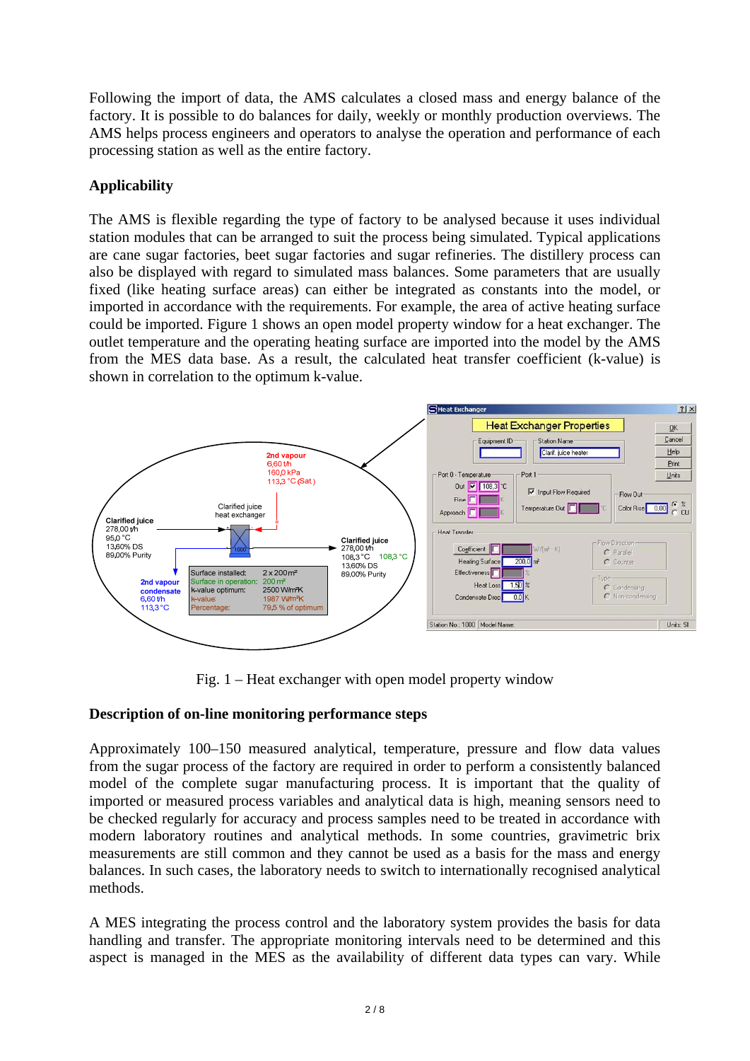Following the import of data, the AMS calculates a closed mass and energy balance of the factory. It is possible to do balances for daily, weekly or monthly production overviews. The AMS helps process engineers and operators to analyse the operation and performance of each processing station as well as the entire factory.

## Applicability

The AMS is flexible regarding the type of factory to be analysed because it uses individual station modules that can be arranged to suit the process being simulated. Typical applications are cane sugar factories, beet sugar factories and sugar refineries. The distillery process can also be displayed with regard to simulated mass balances. Some parameters that are usually fixed (like heating surface areas) can either be integrated as constants into the model, or imported in accordance with the requirements. For example, the area of active heating surface could be imported. Figure 1 shows an open model property window for a heat exchanger. The outlet temperature and the operating heating surface are imported into the model by the AMS from the MES data base. As a result, the calculated heat transfer coefficient (k-value) is shown in correlation to the optimum k-value.

Fig. 1 – Heat exchanger with open model property window

## Description of on-line monitoring performance steps

Approximately 100–150 measured analytical, temperature, pressure and flow data values from the sugar process of the factory are required in order to perform a consistently balanced model of the complete sugar manufacturing process. It is important that the quality of imported or measured process variables and analytical data is high, meaning sensors need to be checked regularly for accuracy and process samples need to be treated in accordance with modern laboratory routines and analytical methods. In some countries, gravimetric brix measurements are still common and they cannot be used as a basis for the mass and energy balances. In such cases, the laboratory needs to switch to internationally recognised analytical methods.

A MES integrating the process control and the laboratory system provides the basis for data handling and transfer. The appropriate monitoring intervals need to be determined and this aspect is managed in the MES as the availability of different data types can vary. While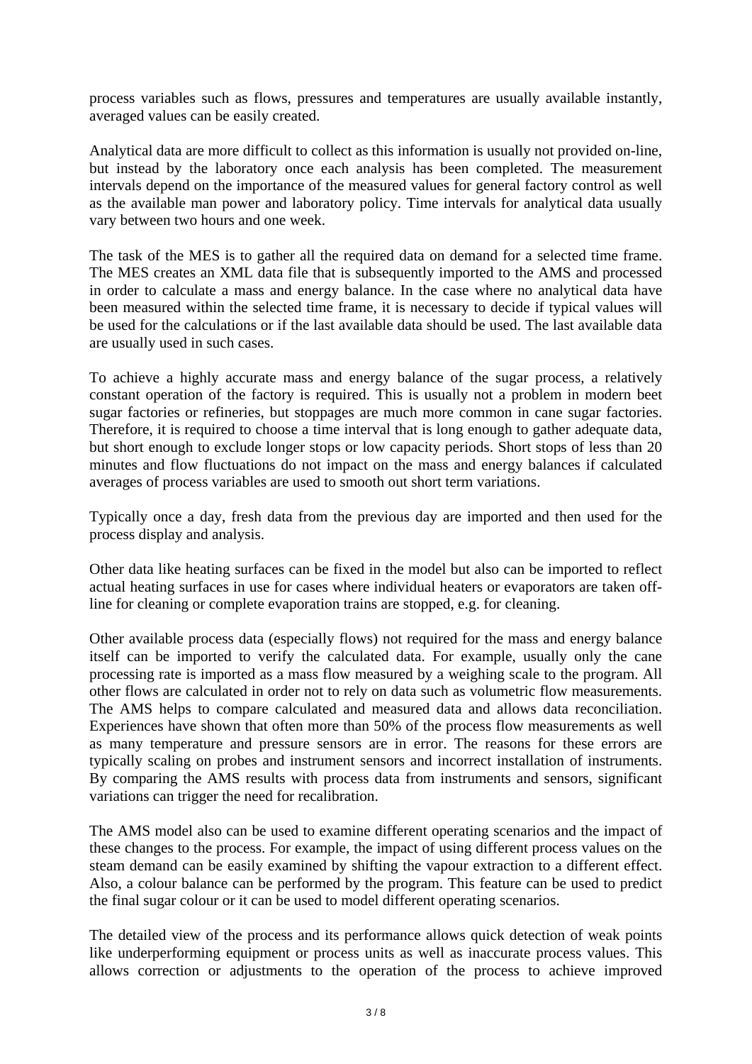process variables such as flows, pressures and temperatures are usually available instantly, averaged values can be easily created.

Analytical data are more difficult to collect as this information is usually not provided on-line, but instead by the laboratory once each analysis has been completed. The measurement intervals depend on the importance of the measured values for general factory control as well as the available man power and laboratory policy. Time intervals for analytical data usually vary between two hours and one week.

The task of the MES is to gather all the required data on demand for a selected time frame. The MES creates an XML data file that is subsequently imported to the AMS and processed in order to calculate a mass and energy balance. In the case where no analytical data have been measured within the selected time frame, it is necessary to decide if typical values will be used for the calculations or if the last available data should be used. The last available data are usually used in such cases.

To achieve a highly accurate mass and energy balance of the sugar process, a relatively constant operation of the factory is required. This is usually not a problem in modern beet sugar factories or refineries, but stoppages are much more common in cane sugar factories. Therefore, it is required to choose a time interval that is long enough to gather adequate data, but short enough to exclude longer stops or low capacity periods. Short stops of less than 20 minutes and flow fluctuations do not impact on the mass and energy balances if calculated averages of process variables are used to smooth out short term variations.

Typically once a day, fresh data from the previous day are imported and then used for the process display and analysis.

Other data like heating surfaces can be fixed in the model but also can be imported to reflect actual heating surfaces in use for cases where individual heaters or evaporators are taken off-line for cleaning or complete evaporation trains are stopped, e.g. for cleaning.

Other available process data (especially flows) not required for the mass and energy balance itself can be imported to verify the calculated data. For example, usually only the cane processing rate is imported as a mass flow measured by a weighing scale to the program. All other flows are calculated in order not to rely on data such as volumetric flow measurements. The AMS helps to compare calculated and measured data and allows data reconciliation. Experiences have shown that often more than 50% of the process flow measurements as well as many temperature and pressure sensors are in error. The reasons for these errors are typically scaling on probes and instrument sensors and incorrect installation of instruments. By comparing the AMS results with process data from instruments and sensors, significant variations can trigger the need for recalibration.

The AMS model also can be used to examine different operating scenarios and the impact of these changes to the process. For example, the impact of using different process values on the steam demand can be easily examined by shifting the vapour extraction to a different effect. Also, a colour balance can be performed by the program. This feature can be used to predict the final sugar colour or it can be used to model different operating scenarios.

The detailed view of the process and its performance allows quick detection of weak points like underperforming equipment or process units as well as inaccurate process values. This allows correction or adjustments to the operation of the process to achieve improved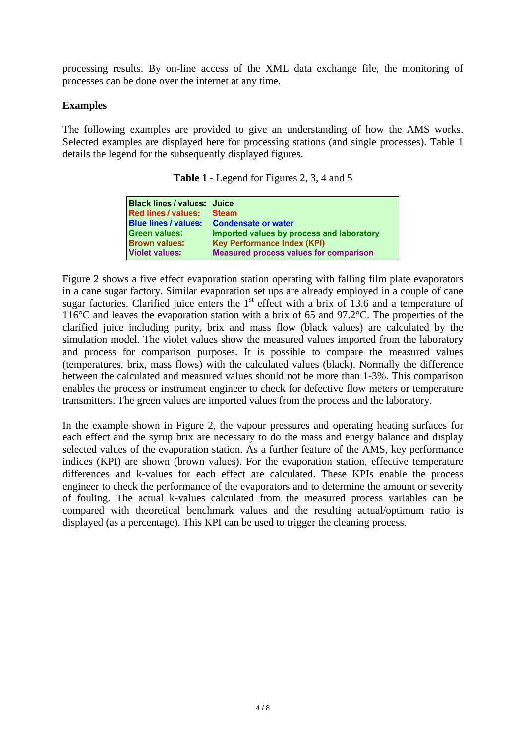processing results. By on-line access of the XML data exchange file, the monitoring of processes can be done over the internet at any time.

**Examples**

The following examples are provided to give an understanding of how the AMS works. Selected examples are displayed here for processing stations (and single processes). Table 1 details the legend for the subsequently displayed figures.

**Table 1** - Legend for Figures 2, 3, 4 and 5

| | |
|---|---|
| Black lines / values: | Juice |
| Red lines / values: | Steam |
| Blue lines / values: | Condensate or water |
| Green values: | Imported values by process and laboratory |
| Brown values: | Key Performance Index (KPI) |
| Violet values: | Measured process values for comparison |

Figure 2 shows a five effect evaporation station operating with falling film plate evaporators in a cane sugar factory. Similar evaporation set ups are already employed in a couple of cane sugar factories. Clarified juice enters the 1$^{st}$ effect with a brix of 13.6 and a temperature of 116°C and leaves the evaporation station with a brix of 65 and 97.2°C. The properties of the clarified juice including purity, brix and mass flow (black values) are calculated by the simulation model. The violet values show the measured values imported from the laboratory and process for comparison purposes. It is possible to compare the measured values (temperatures, brix, mass flows) with the calculated values (black). Normally the difference between the calculated and measured values should not be more than 1-3%. This comparison enables the process or instrument engineer to check for defective flow meters or temperature transmitters. The green values are imported values from the process and the laboratory.

In the example shown in Figure 2, the vapour pressures and operating heating surfaces for each effect and the syrup brix are necessary to do the mass and energy balance and display selected values of the evaporation station. As a further feature of the AMS, key performance indices (KPI) are shown (brown values). For the evaporation station, effective temperature differences and k-values for each effect are calculated. These KPIs enable the process engineer to check the performance of the evaporators and to determine the amount or severity of fouling. The actual k-values calculated from the measured process variables can be compared with theoretical benchmark values and the resulting actual/optimum ratio is displayed (as a percentage). This KPI can be used to trigger the cleaning process.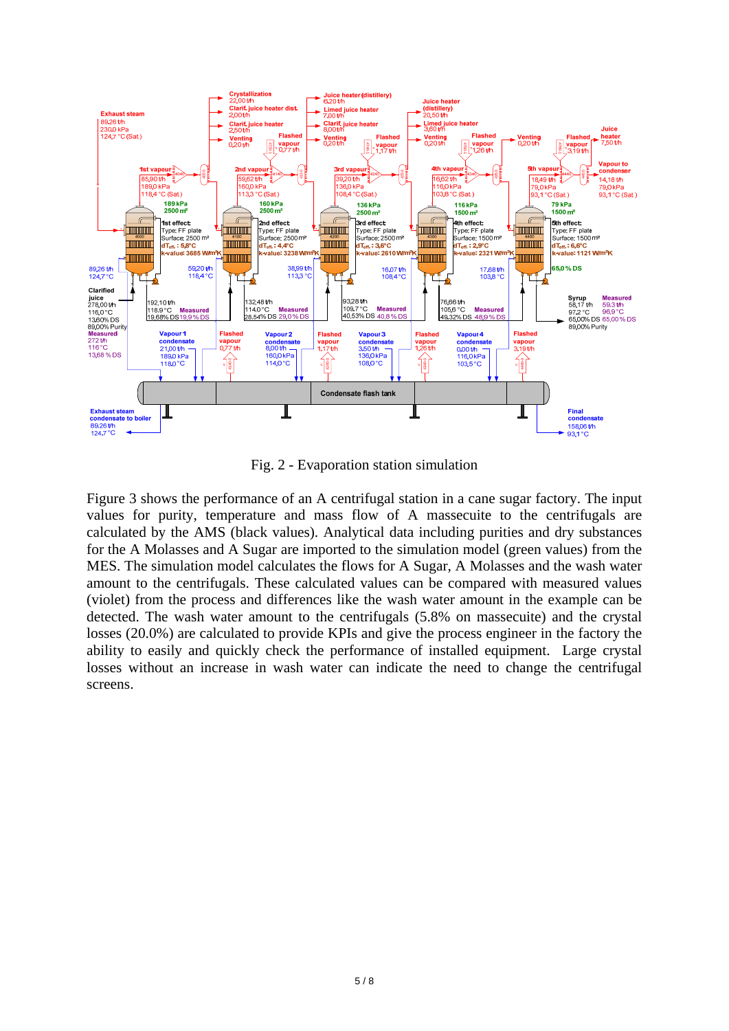Fig. 2 - Evaporation station simulation

Figure 3 shows the performance of an A centrifugal station in a cane sugar factory. The input values for purity, temperature and mass flow of A massecuite to the centrifugals are calculated by the AMS (black values). Analytical data including purities and dry substances for the A Molasses and A Sugar are imported to the simulation model (green values) from the MES. The simulation model calculates the flows for A Sugar, A Molasses and the wash water amount to the centrifugals. These calculated values can be compared with measured values (violet) from the process and differences like the wash water amount in the example can be detected. The wash water amount to the centrifugals (5.8% on massecuite) and the crystal losses (20.0%) are calculated to provide KPIs and give the process engineer in the factory the ability to easily and quickly check the performance of installed equipment. Large crystal losses without an increase in wash water can indicate the need to change the centrifugal screens.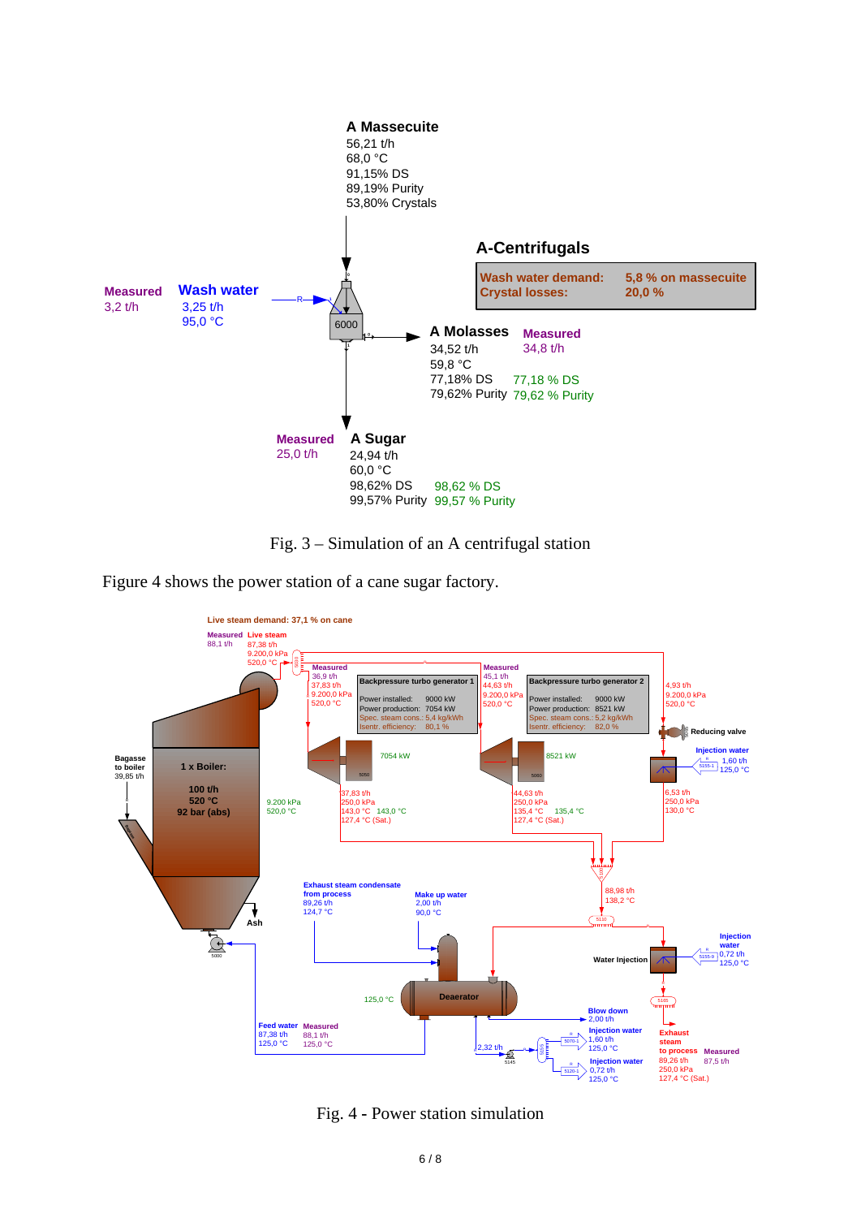Fig. 3 – Simulation of an A centrifugal station

Figure 4 shows the power station of a cane sugar factory.

Fig. 4 - Power station simulation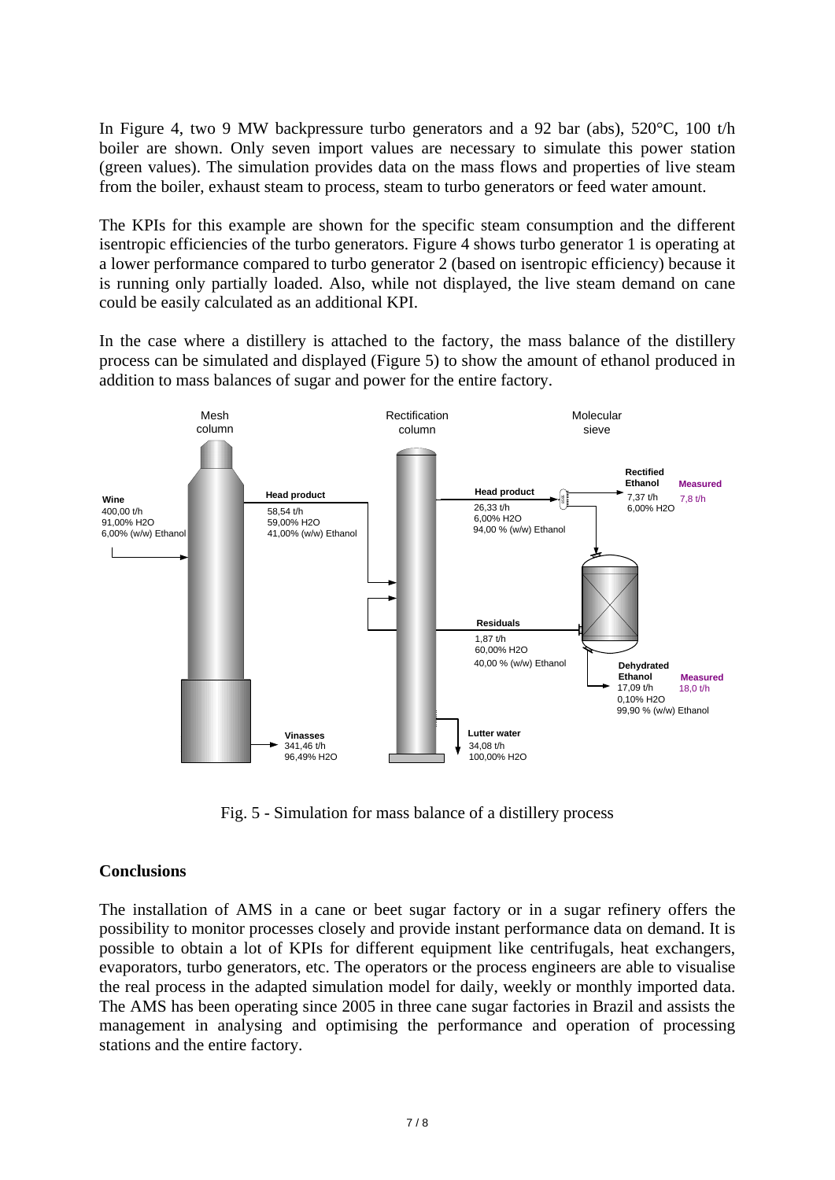In Figure 4, two 9 MW backpressure turbo generators and a 92 bar (abs), 520°C, 100 t/h boiler are shown. Only seven import values are necessary to simulate this power station (green values). The simulation provides data on the mass flows and properties of live steam from the boiler, exhaust steam to process, steam to turbo generators or feed water amount.

The KPIs for this example are shown for the specific steam consumption and the different isentropic efficiencies of the turbo generators. Figure 4 shows turbo generator 1 is operating at a lower performance compared to turbo generator 2 (based on isentropic efficiency) because it is running only partially loaded. Also, while not displayed, the live steam demand on cane could be easily calculated as an additional KPI.

In the case where a distillery is attached to the factory, the mass balance of the distillery process can be simulated and displayed (Figure 5) to show the amount of ethanol produced in addition to mass balances of sugar and power for the entire factory.

Fig. 5 - Simulation for mass balance of a distillery process

## Conclusions

The installation of AMS in a cane or beet sugar factory or in a sugar refinery offers the possibility to monitor processes closely and provide instant performance data on demand. It is possible to obtain a lot of KPIs for different equipment like centrifugals, heat exchangers, evaporators, turbo generators, etc. The operators or the process engineers are able to visualise the real process in the adapted simulation model for daily, weekly or monthly imported data. The AMS has been operating since 2005 in three cane sugar factories in Brazil and assists the management in analysing and optimising the performance and operation of processing stations and the entire factory.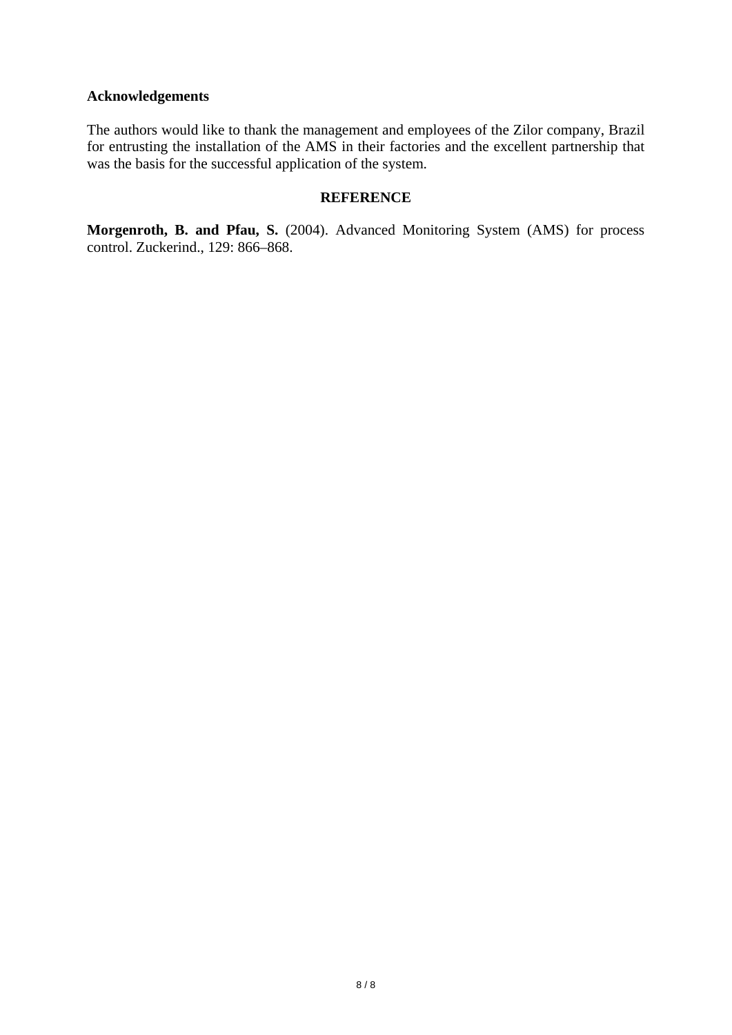### Acknowledgements

The authors would like to thank the management and employees of the Zilor company, Brazil for entrusting the installation of the AMS in their factories and the excellent partnership that was the basis for the successful application of the system.

## REFERENCE

**Morgenroth, B. and Pfau, S.** (2004). Advanced Monitoring System (AMS) for process control. Zuckerind., 129: 866–868.